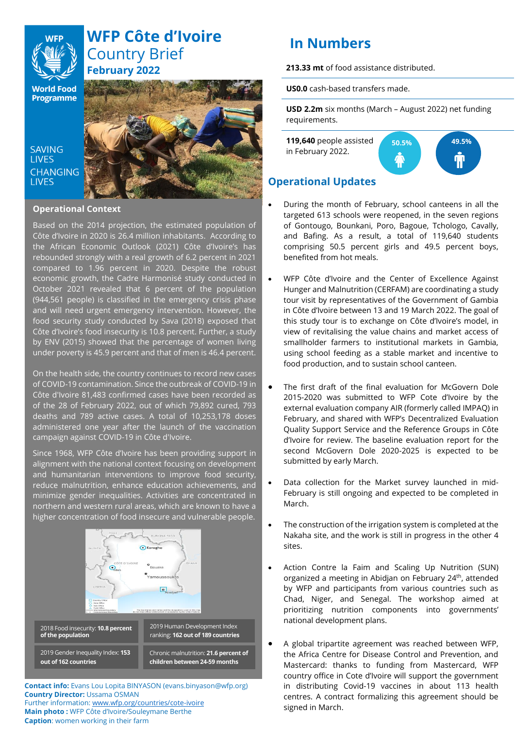# WFP Côte d'Ivoire Country Brief

**February 2022**

World Food Programme

SAVING LIVES CHANGING LIVES

## Operational Context

Based on the 2014 projection, the estimated population of Côte d'Ivoire in 2020 is 26.4 million inhabitants. According to the African Economic Outlook (2021) Côte d'Ivoire's has rebounded strongly with a real growth of 6.2 percent in 2021 compared to 1.96 percent in 2020. Despite the robust economic growth, the Cadre Harmonisé study conducted in October 2021 revealed that 6 percent of the population (944,561 people) is classified in the emergency crisis phase and will need urgent emergency intervention. However, the food security study conducted by Sava (2018) exposed that Côte d'Ivoire's food insecurity is 10.8 percent. Further, a study by ENV (2015) showed that the percentage of women living under poverty is 45.9 percent and that of men is 46.4 percent.

On the health side, the country continues to record new cases of COVID-19 contamination. Since the outbreak of COVID-19 in Côte d'Ivoire 81,483 confirmed cases have been recorded as of the 28 of February 2022, out of which 79,892 cured, 793 deaths and 789 active cases. A total of 10,253,178 doses administered one year after the launch of the vaccination campaign against COVID-19 in Côte d'Ivoire.

Since 1968, WFP Côte d'Ivoire has been providing support in alignment with the national context focusing on development and humanitarian interventions to improve food security, reduce malnutrition, enhance education achievements, and minimize gender inequalities. Activities are concentrated in northern and western rural areas, which are known to have a higher concentration of food insecure and vulnerable people.

| | |
|---|---|
| 2018 Food insecurity: **10.8 percent of the population** | 2019 Human Development Index ranking: **162 out of 189 countries** |
| 2019 Gender Inequality Index: **153 out of 162 countries** | Chronic malnutrition: **21.6 percent of children between 24-59 months** |

**Contact info:** Evans Lou Lopita BINYASON (evans.binyason@wfp.org)
**Country Director:** Ussama OSMAN
Further information: www.wfp.org/countries/cote-ivoire
**Main photo :** WFP Côte d'Ivoire/Souleymane Berthe
**Caption**: women working in their farm

## In Numbers

**213.33 mt** of food assistance distributed.

**US0.0** cash-based transfers made.

**USD 2.2m** six months (March – August 2022) net funding requirements.

**119,640** people assisted in February 2022.

50.5% | 49.5%

## Operational Updates

- During the month of February, school canteens in all the targeted 613 schools were reopened, in the seven regions of Gontougo, Bounkani, Poro, Bagoue, Tchologo, Cavally, and Bafing. As a result, a total of 119,640 students comprising 50.5 percent girls and 49.5 percent boys, benefited from hot meals.

- WFP Côte d'Ivoire and the Center of Excellence Against Hunger and Malnutrition (CERFAM) are coordinating a study tour visit by representatives of the Government of Gambia in Côte d'Ivoire between 13 and 19 March 2022. The goal of this study tour is to exchange on Côte d'Ivoire's model, in view of revitalising the value chains and market access of smallholder farmers to institutional markets in Gambia, using school feeding as a stable market and incentive to food production, and to sustain school canteen.

- The first draft of the final evaluation for McGovern Dole 2015-2020 was submitted to WFP Cote d'Ivoire by the external evaluation company AIR (formerly called IMPAQ) in February, and shared with WFP's Decentralized Evaluation Quality Support Service and the Reference Groups in Côte d'Ivoire for review. The baseline evaluation report for the second McGovern Dole 2020-2025 is expected to be submitted by early March.

- Data collection for the Market survey launched in mid-February is still ongoing and expected to be completed in March.

- The construction of the irrigation system is completed at the Nakaha site, and the work is still in progress in the other 4 sites.

- Action Contre la Faim and Scaling Up Nutrition (SUN) organized a meeting in Abidjan on February 24th, attended by WFP and participants from various countries such as Chad, Niger, and Senegal. The workshop aimed at prioritizing nutrition components into governments' national development plans.

- A global tripartite agreement was reached between WFP, the Africa Centre for Disease Control and Prevention, and Mastercard: thanks to funding from Mastercard, WFP country office in Cote d'Ivoire will support the government in distributing Covid-19 vaccines in about 113 health centres. A contract formalizing this agreement should be signed in March.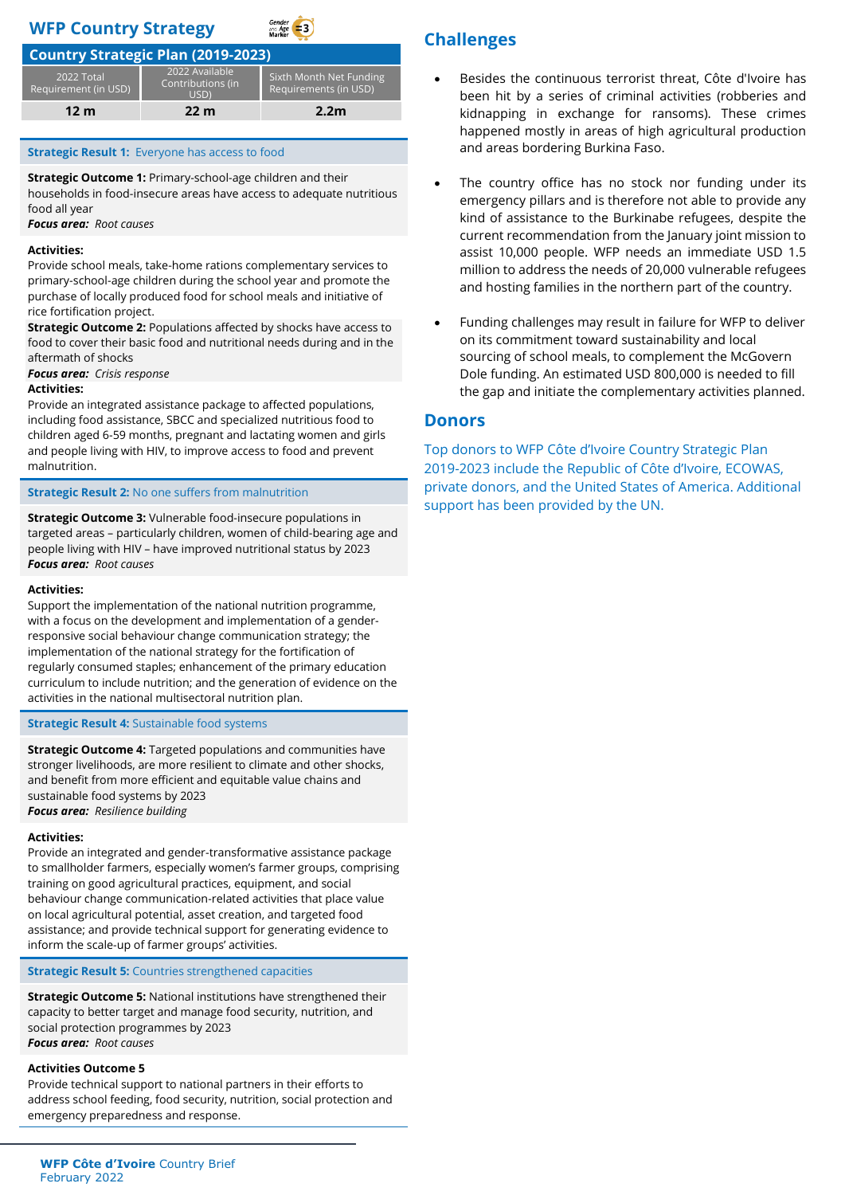## WFP Country Strategy

## Country Strategic Plan (2019-2023)

| 2022 Total Requirement (in USD) | 2022 Available Contributions (in USD) | Sixth Month Net Funding Requirements (in USD) |
|---|---|---|
| 12 m | 22 m | 2.2m |

**Strategic Result 1:** Everyone has access to food

**Strategic Outcome 1:** Primary-school-age children and their households in food-insecure areas have access to adequate nutritious food all year

***Focus area:*** *Root causes*

**Activities:**

Provide school meals, take-home rations complementary services to primary-school-age children during the school year and promote the purchase of locally produced food for school meals and initiative of rice fortification project.

**Strategic Outcome 2:** Populations affected by shocks have access to food to cover their basic food and nutritional needs during and in the aftermath of shocks

***Focus area:*** *Crisis response*

**Activities:**

Provide an integrated assistance package to affected populations, including food assistance, SBCC and specialized nutritious food to children aged 6-59 months, pregnant and lactating women and girls and people living with HIV, to improve access to food and prevent malnutrition.

**Strategic Result 2:** No one suffers from malnutrition

**Strategic Outcome 3:** Vulnerable food-insecure populations in targeted areas – particularly children, women of child-bearing age and people living with HIV – have improved nutritional status by 2023

***Focus area:*** *Root causes*

**Activities:**

Support the implementation of the national nutrition programme, with a focus on the development and implementation of a gender-responsive social behaviour change communication strategy; the implementation of the national strategy for the fortification of regularly consumed staples; enhancement of the primary education curriculum to include nutrition; and the generation of evidence on the activities in the national multisectoral nutrition plan.

**Strategic Result 4:** Sustainable food systems

**Strategic Outcome 4:** Targeted populations and communities have stronger livelihoods, are more resilient to climate and other shocks, and benefit from more efficient and equitable value chains and sustainable food systems by 2023

***Focus area:*** *Resilience building*

**Activities:**

Provide an integrated and gender-transformative assistance package to smallholder farmers, especially women's farmer groups, comprising training on good agricultural practices, equipment, and social behaviour change communication-related activities that place value on local agricultural potential, asset creation, and targeted food assistance; and provide technical support for generating evidence to inform the scale-up of farmer groups' activities.

**Strategic Result 5:** Countries strengthened capacities

**Strategic Outcome 5:** National institutions have strengthened their capacity to better target and manage food security, nutrition, and social protection programmes by 2023

***Focus area:*** *Root causes*

**Activities Outcome 5**

Provide technical support to national partners in their efforts to address school feeding, food security, nutrition, social protection and emergency preparedness and response.

## Challenges

- Besides the continuous terrorist threat, Côte d'Ivoire has been hit by a series of criminal activities (robberies and kidnapping in exchange for ransoms). These crimes happened mostly in areas of high agricultural production and areas bordering Burkina Faso.
- The country office has no stock nor funding under its emergency pillars and is therefore not able to provide any kind of assistance to the Burkinabe refugees, despite the current recommendation from the January joint mission to assist 10,000 people. WFP needs an immediate USD 1.5 million to address the needs of 20,000 vulnerable refugees and hosting families in the northern part of the country.
- Funding challenges may result in failure for WFP to deliver on its commitment toward sustainability and local sourcing of school meals, to complement the McGovern Dole funding. An estimated USD 800,000 is needed to fill the gap and initiate the complementary activities planned.

## Donors

Top donors to WFP Côte d'Ivoire Country Strategic Plan 2019-2023 include the Republic of Côte d'Ivoire, ECOWAS, private donors, and the United States of America. Additional support has been provided by the UN.